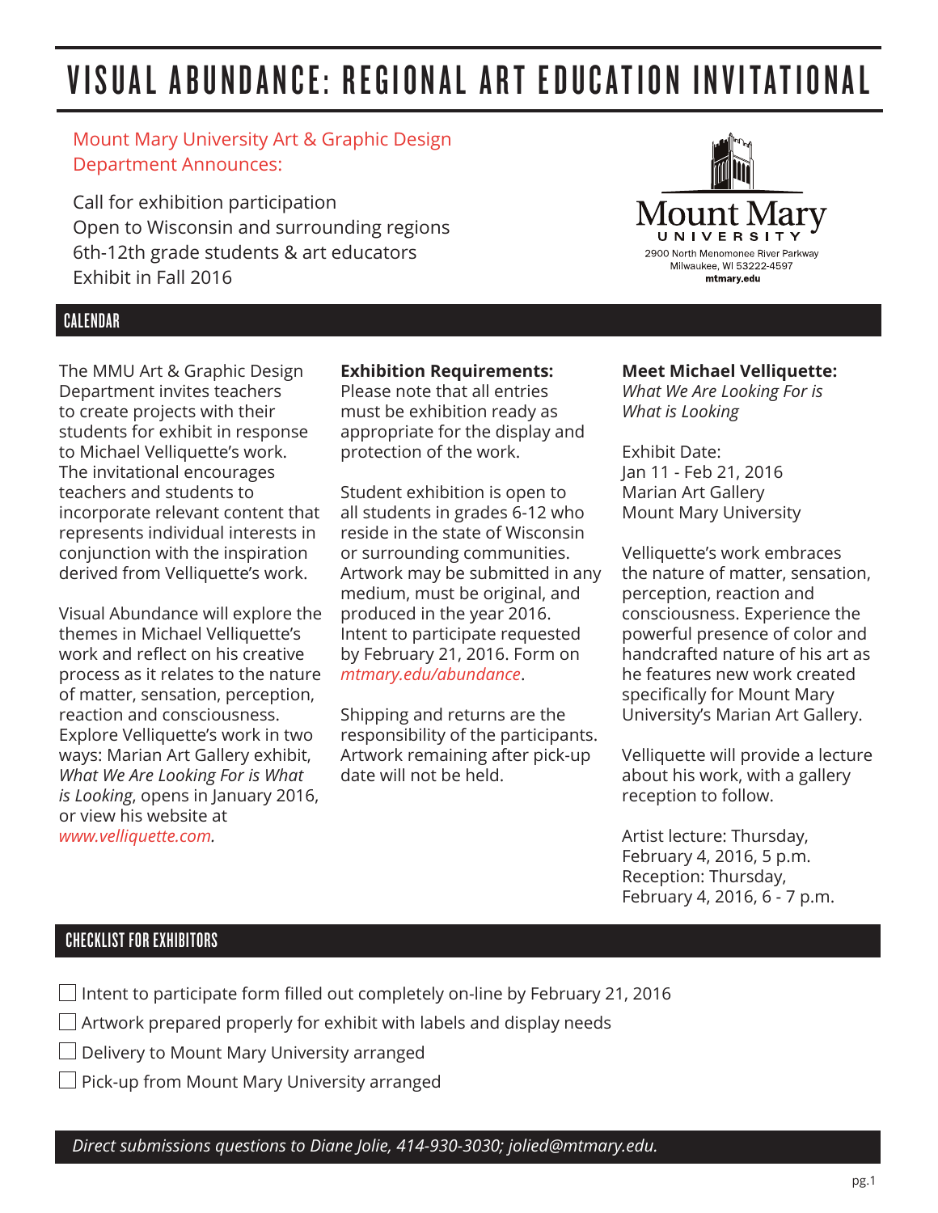# VISUAL ABUNDANCE: REGIONAL ART EDUCATION INVITATIONAL

Mount Mary University Art & Graphic Design Department Announces:

Call for exhibition participation
Open to Wisconsin and surrounding regions
6th-12th grade students & art educators
Exhibit in Fall 2016

Mount Mary University
2900 North Menomonee River Parkway
Milwaukee, WI 53222-4597
mtmary.edu

## CALENDAR

The MMU Art & Graphic Design Department invites teachers to create projects with their students for exhibit in response to Michael Velliquette's work. The invitational encourages teachers and students to incorporate relevant content that represents individual interests in conjunction with the inspiration derived from Velliquette's work.

Visual Abundance will explore the themes in Michael Velliquette's work and reflect on his creative process as it relates to the nature of matter, sensation, perception, reaction and consciousness. Explore Velliquette's work in two ways: Marian Art Gallery exhibit, *What We Are Looking For is What is Looking*, opens in January 2016, or view his website at *www.velliquette.com.*

**Exhibition Requirements:**
Please note that all entries must be exhibition ready as appropriate for the display and protection of the work.

Student exhibition is open to all students in grades 6-12 who reside in the state of Wisconsin or surrounding communities. Artwork may be submitted in any medium, must be original, and produced in the year 2016. Intent to participate requested by February 21, 2016. Form on *mtmary.edu/abundance*.

Shipping and returns are the responsibility of the participants. Artwork remaining after pick-up date will not be held.

**Meet Michael Velliquette:**
*What We Are Looking For is What is Looking*

Exhibit Date:
Jan 11 - Feb 21, 2016
Marian Art Gallery
Mount Mary University

Velliquette's work embraces the nature of matter, sensation, perception, reaction and consciousness. Experience the powerful presence of color and handcrafted nature of his art as he features new work created specifically for Mount Mary University's Marian Art Gallery.

Velliquette will provide a lecture about his work, with a gallery reception to follow.

Artist lecture: Thursday, February 4, 2016, 5 p.m.
Reception: Thursday, February 4, 2016, 6 - 7 p.m.

## CHECKLIST FOR EXHIBITORS

- [ ] Intent to participate form filled out completely on-line by February 21, 2016
- [ ] Artwork prepared properly for exhibit with labels and display needs
- [ ] Delivery to Mount Mary University arranged
- [ ] Pick-up from Mount Mary University arranged

*Direct submissions questions to Diane Jolie, 414-930-3030; jolied@mtmary.edu.*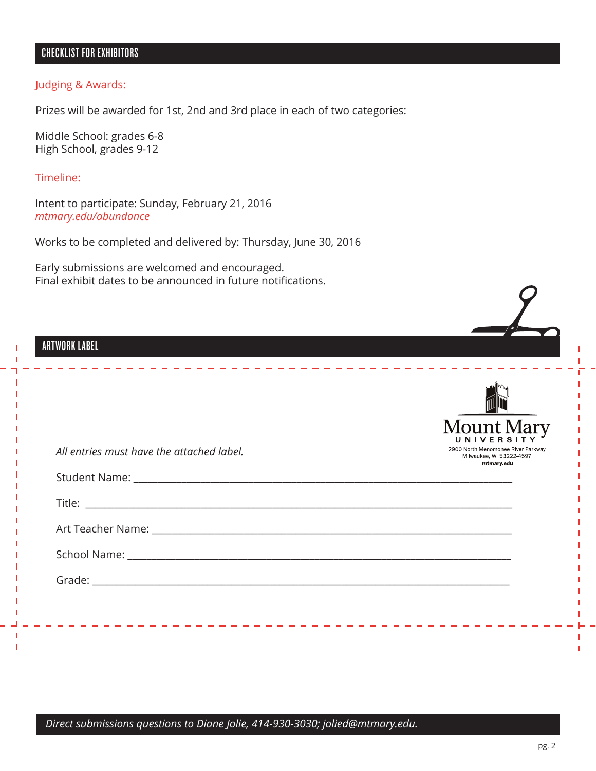## CHECKLIST FOR EXHIBITORS

### Judging & Awards:

Prizes will be awarded for 1st, 2nd and 3rd place in each of two categories:

Middle School: grades 6-8
High School, grades 9-12

### Timeline:

Intent to participate: Sunday, February 21, 2016
*mtmary.edu/abundance*

Works to be completed and delivered by: Thursday, June 30, 2016

Early submissions are welcomed and encouraged.
Final exhibit dates to be announced in future notifications.

## ARTWORK LABEL

Mount Mary
UNIVERSITY
2900 North Menomonee River Parkway
Milwaukee, WI 53222-4597
**mtmary.edu**

*All entries must have the attached label.*

Student Name: ____________________

Title: ____________________

Art Teacher Name: ____________________

School Name: ____________________

Grade: ____________________

*Direct submissions questions to Diane Jolie, 414-930-3030; jolied@mtmary.edu.*